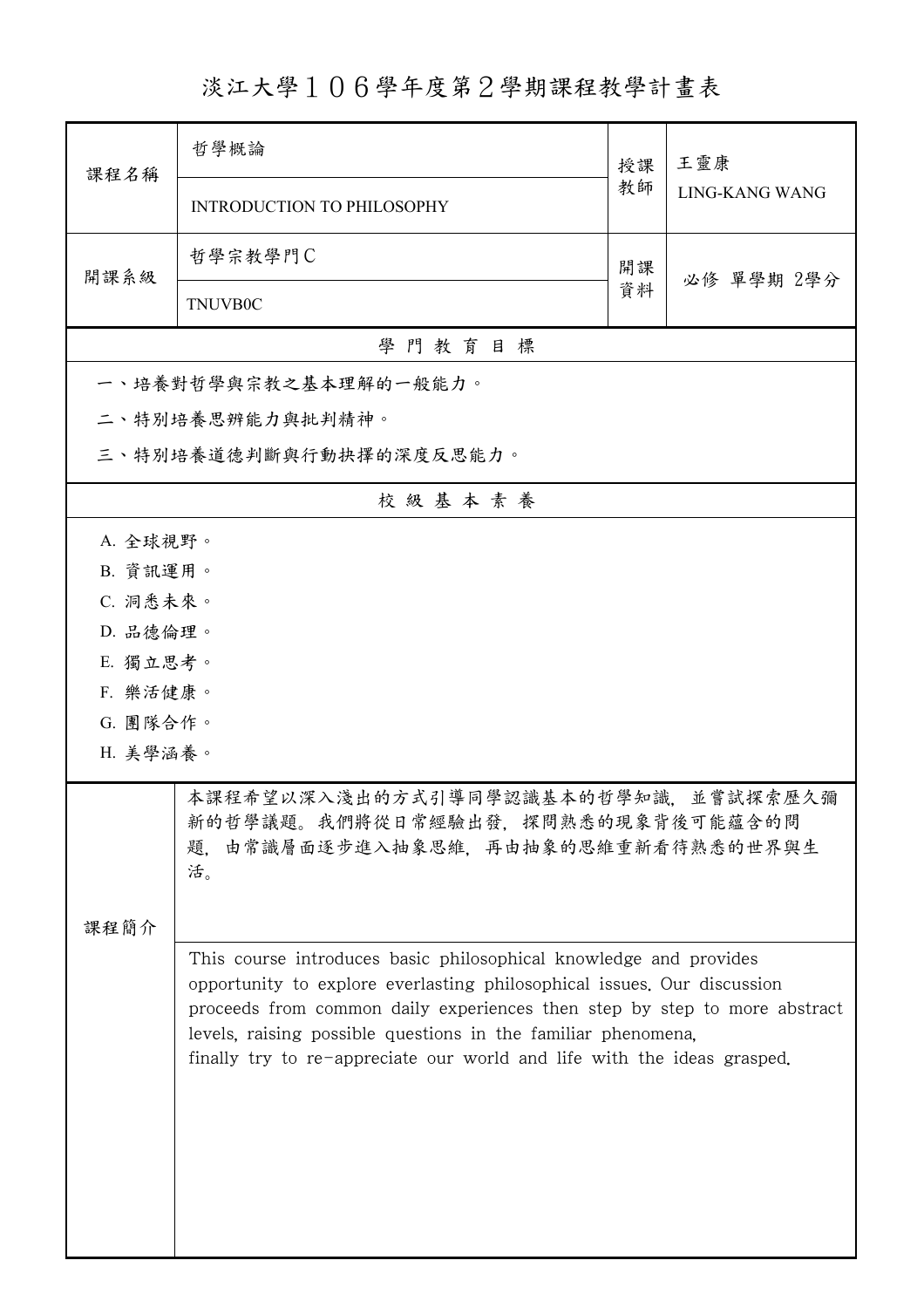# 淡江大學１０６學年度第２學期課程教學計畫表

| 課程名稱 | 哲學概論<br>INTRODUCTION TO PHILOSOPHY | 授課教師 | 王靈康<br>LING-KANG WANG |
|---|---|---|---|
| 開課系級 | 哲學宗教學門C<br>TNUVB0C | 開課資料 | 必修 單學期 2學分 |

## 學 門 教 育 目 標

一、培養對哲學與宗教之基本理解的一般能力。

二、特別培養思辨能力與批判精神。

三、特別培養道德判斷與行動抉擇的深度反思能力。

## 校 級 基 本 素 養

A. 全球視野。

B. 資訊運用。

C. 洞悉未來。

D. 品德倫理。

E. 獨立思考。

F. 樂活健康。

G. 團隊合作。

H. 美學涵養。

## 課程簡介

本課程希望以深入淺出的方式引導同學認識基本的哲學知識，並嘗試探索歷久彌新的哲學議題。我們將從日常經驗出發，探問熟悉的現象背後可能蘊含的問題，由常識層面逐步進入抽象思維，再由抽象的思維重新看待熟悉的世界與生活。

This course introduces basic philosophical knowledge and provides opportunity to explore everlasting philosophical issues. Our discussion proceeds from common daily experiences then step by step to more abstract levels, raising possible questions in the familiar phenomena, finally try to re-appreciate our world and life with the ideas grasped.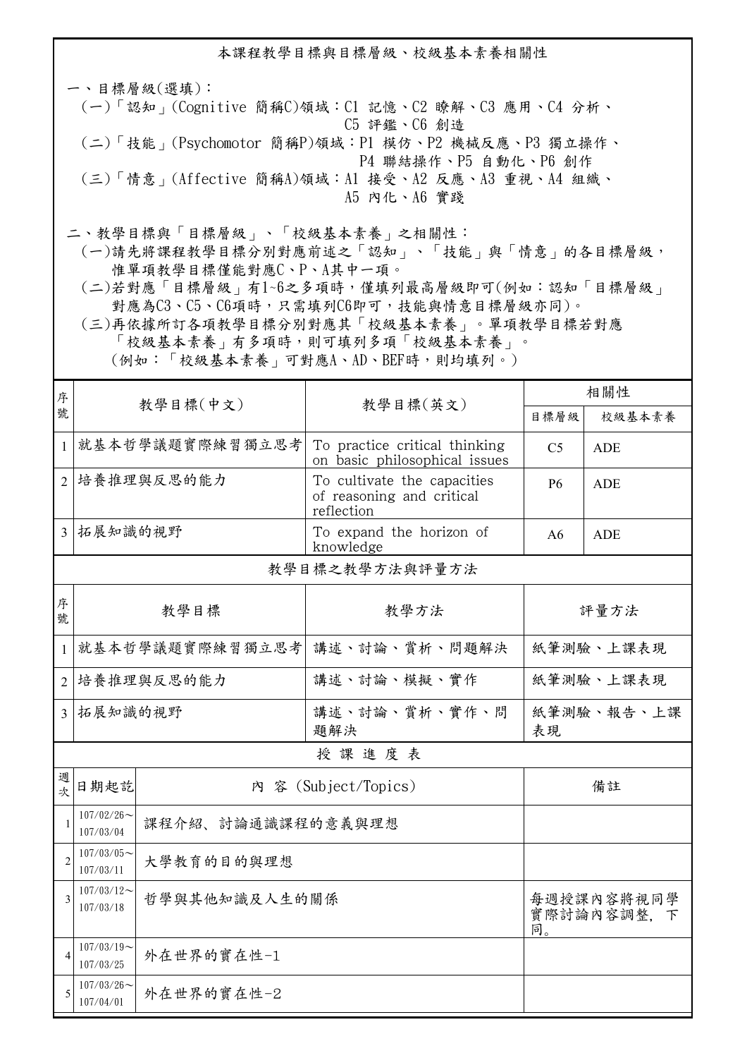## 本課程教學目標與目標層級、校級基本素養相關性

一、目標層級(選填)：

(一)「認知」(Cognitive 簡稱C)領域：C1 記憶、C2 瞭解、C3 應用、C4 分析、C5 評鑑、C6 創造

(二)「技能」(Psychomotor 簡稱P)領域：P1 模仿、P2 機械反應、P3 獨立操作、P4 聯結操作、P5 自動化、P6 創作

(三)「情意」(Affective 簡稱A)領域：A1 接受、A2 反應、A3 重視、A4 組織、A5 內化、A6 實踐

二、教學目標與「目標層級」、「校級基本素養」之相關性：

(一)請先將課程教學目標分別對應前述之「認知」、「技能」與「情意」的各目標層級，惟單項教學目標僅能對應C、P、A其中一項。

(二)若對應「目標層級」有1~6之多項時，僅填列最高層級即可(例如：認知「目標層級」對應為C3、C5、C6項時，只需填列C6即可，技能與情意目標層級亦同)。

(三)再依據所訂各項教學目標分別對應其「校級基本素養」。單項教學目標若對應「校級基本素養」有多項時，則可填列多項「校級基本素養」。(例如：「校級基本素養」可對應A、AD、BEF時，則均填列。)

| 序號 | 教學目標(中文) | 教學目標(英文) | 相關性 | |
|---|---|---|---|---|
| | | | 目標層級 | 校級基本素養 |
| 1 | 就基本哲學議題實際練習獨立思考 | To practice critical thinking on basic philosophical issues | C5 | ADE |
| 2 | 培養推理與反思的能力 | To cultivate the capacities of reasoning and critical reflection | P6 | ADE |
| 3 | 拓展知識的視野 | To expand the horizon of knowledge | A6 | ADE |

### 教學目標之教學方法與評量方法

| 序號 | 教學目標 | 教學方法 | 評量方法 |
|---|---|---|---|
| 1 | 就基本哲學議題實際練習獨立思考 | 講述、討論、賞析、問題解決 | 紙筆測驗、上課表現 |
| 2 | 培養推理與反思的能力 | 講述、討論、模擬、實作 | 紙筆測驗、上課表現 |
| 3 | 拓展知識的視野 | 講述、討論、賞析、實作、問題解決 | 紙筆測驗、報告、上課表現 |

### 授 課 進 度 表

| 週次 | 日期起訖 | 內 容 (Subject/Topics) | 備註 |
|---|---|---|---|
| 1 | 107/02/26～107/03/04 | 課程介紹、討論通識課程的意義與理想 | |
| 2 | 107/03/05～107/03/11 | 大學教育的目的與理想 | |
| 3 | 107/03/12～107/03/18 | 哲學與其他知識及人生的關係 | 每週授課內容將視同學實際討論內容調整，下同。 |
| 4 | 107/03/19～107/03/25 | 外在世界的實在性-1 | |
| 5 | 107/03/26～107/04/01 | 外在世界的實在性-2 | |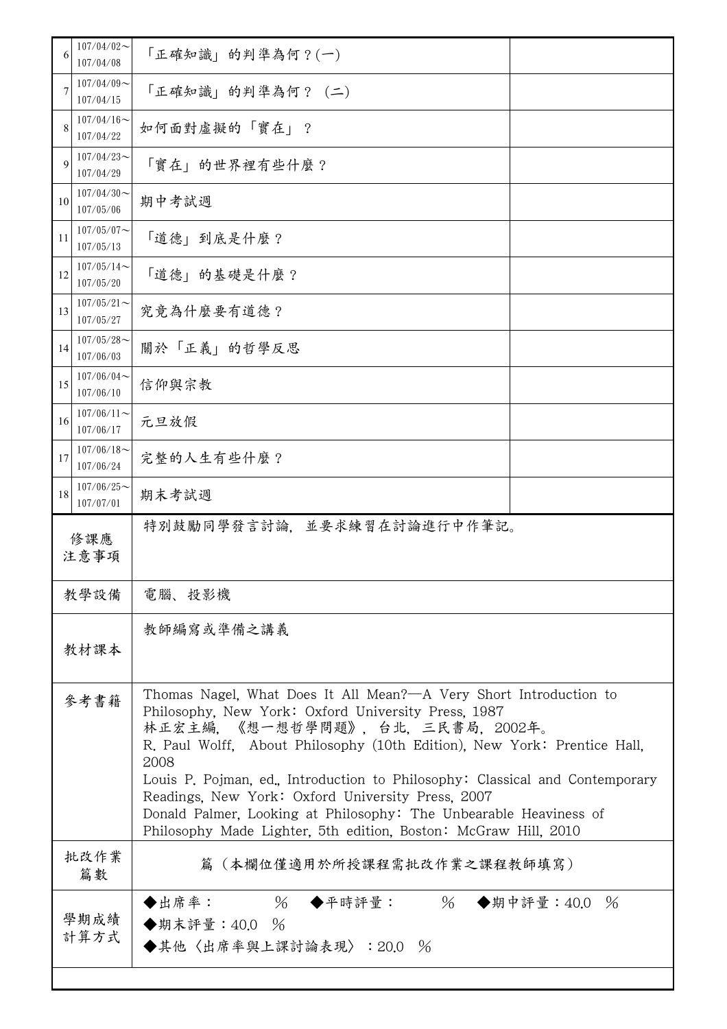| | | | |
|---|---|---|---|
| 6 | 107/04/02～<br>107/04/08 | 「正確知識」的判準為何？(一) | |
| 7 | 107/04/09～<br>107/04/15 | 「正確知識」的判準為何？ (二) | |
| 8 | 107/04/16～<br>107/04/22 | 如何面對虛擬的「實在」？ | |
| 9 | 107/04/23～<br>107/04/29 | 「實在」的世界裡有些什麼？ | |
| 10 | 107/04/30～<br>107/05/06 | 期中考試週 | |
| 11 | 107/05/07～<br>107/05/13 | 「道德」到底是什麼？ | |
| 12 | 107/05/14～<br>107/05/20 | 「道德」的基礎是什麼？ | |
| 13 | 107/05/21～<br>107/05/27 | 究竟為什麼要有道德？ | |
| 14 | 107/05/28～<br>107/06/03 | 關於「正義」的哲學反思 | |
| 15 | 107/06/04～<br>107/06/10 | 信仰與宗教 | |
| 16 | 107/06/11～<br>107/06/17 | 元旦放假 | |
| 17 | 107/06/18～<br>107/06/24 | 完整的人生有些什麼？ | |
| 18 | 107/06/25～<br>107/07/01 | 期末考試週 | |

| | |
|---|---|
| 修課應注意事項 | 特別鼓勵同學發言討論，並要求練習在討論進行中作筆記。 |
| 教學設備 | 電腦、投影機 |
| 教材課本 | 教師編寫或準備之講義 |
| 參考書籍 | Thomas Nagel, What Does It All Mean?—A Very Short Introduction to Philosophy, New York: Oxford University Press, 1987<br>林正宏主編，《想一想哲學問題》，台北，三民書局，2002年。<br>R. Paul Wolff, About Philosophy (10th Edition), New York: Prentice Hall, 2008<br>Louis P. Pojman, ed., Introduction to Philosophy: Classical and Contemporary Readings, New York: Oxford University Press, 2007<br>Donald Palmer, Looking at Philosophy: The Unbearable Heaviness of Philosophy Made Lighter, 5th edition, Boston: McGraw Hill, 2010 |
| 批改作業篇數 | 篇（本欄位僅適用於所授課程需批改作業之課程教師填寫） |
| 學期成績計算方式 | ◆出席率： ％ ◆平時評量： ％ ◆期中評量：40.0 ％<br>◆期末評量：40.0 ％<br>◆其他〈出席率與上課討論表現〉：20.0 ％ |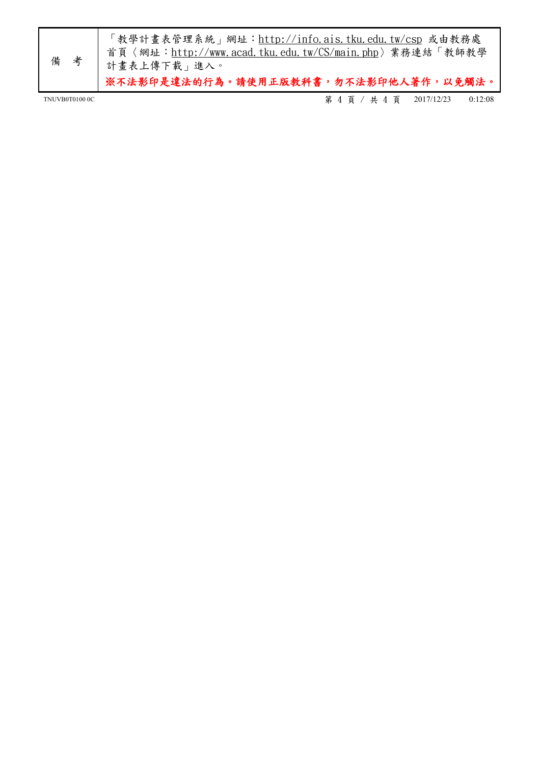| | |
|---|---|
| 備　考 | 「教學計畫表管理系統」網址：http://info.ais.tku.edu.tw/csp 或由教務處首頁〈網址：http://www.acad.tku.edu.tw/CS/main.php〉業務連結「教師教學計畫表上傳下載」進入。<br>**※不法影印是違法的行為。請使用正版教科書，勿不法影印他人著作，以免觸法。** |

TNUVB0T0100 0C